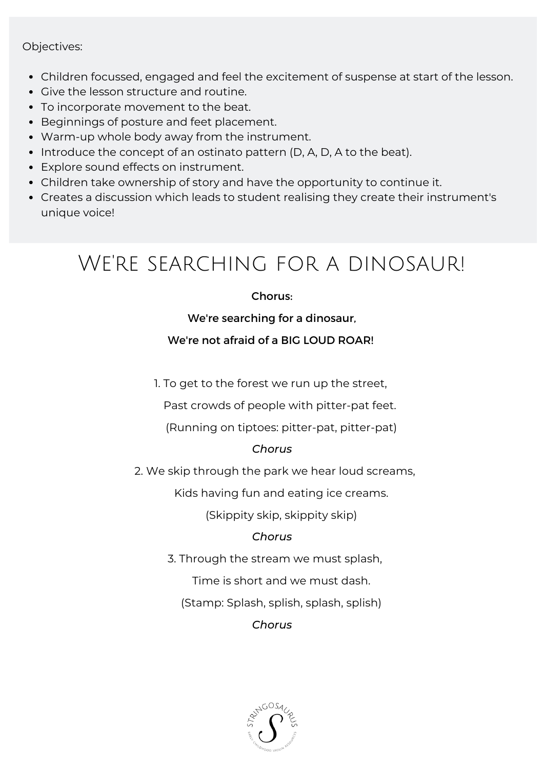Objectives:

- Children focussed, engaged and feel the excitement of suspense at start of the lesson.
- Give the lesson structure and routine.
- To incorporate movement to the beat.
- Beginnings of posture and feet placement.
- Warm-up whole body away from the instrument.
- Introduce the concept of an ostinato pattern (D, A, D, A to the beat).
- Explore sound effects on instrument.
- Children take ownership of story and have the opportunity to continue it.
- Creates a discussion which leads to student realising they create their instrument's unique voice!

# We're searching for a dinosaur!

**Chorus:**

**We're searching for a dinosaur,**

**We're not afraid of a BIG LOUD ROAR!**

1. To get to the forest we run up the street,

   Past crowds of people with pitter-pat feet.

   (Running on tiptoes: pitter-pat, pitter-pat)

   *Chorus*

2. We skip through the park we hear loud screams,

   Kids having fun and eating ice creams.

   (Skippity skip, skippity skip)

   *Chorus*

3. Through the stream we must splash,

   Time is short and we must dash.

   (Stamp: Splash, splish, splash, splish)

   *Chorus*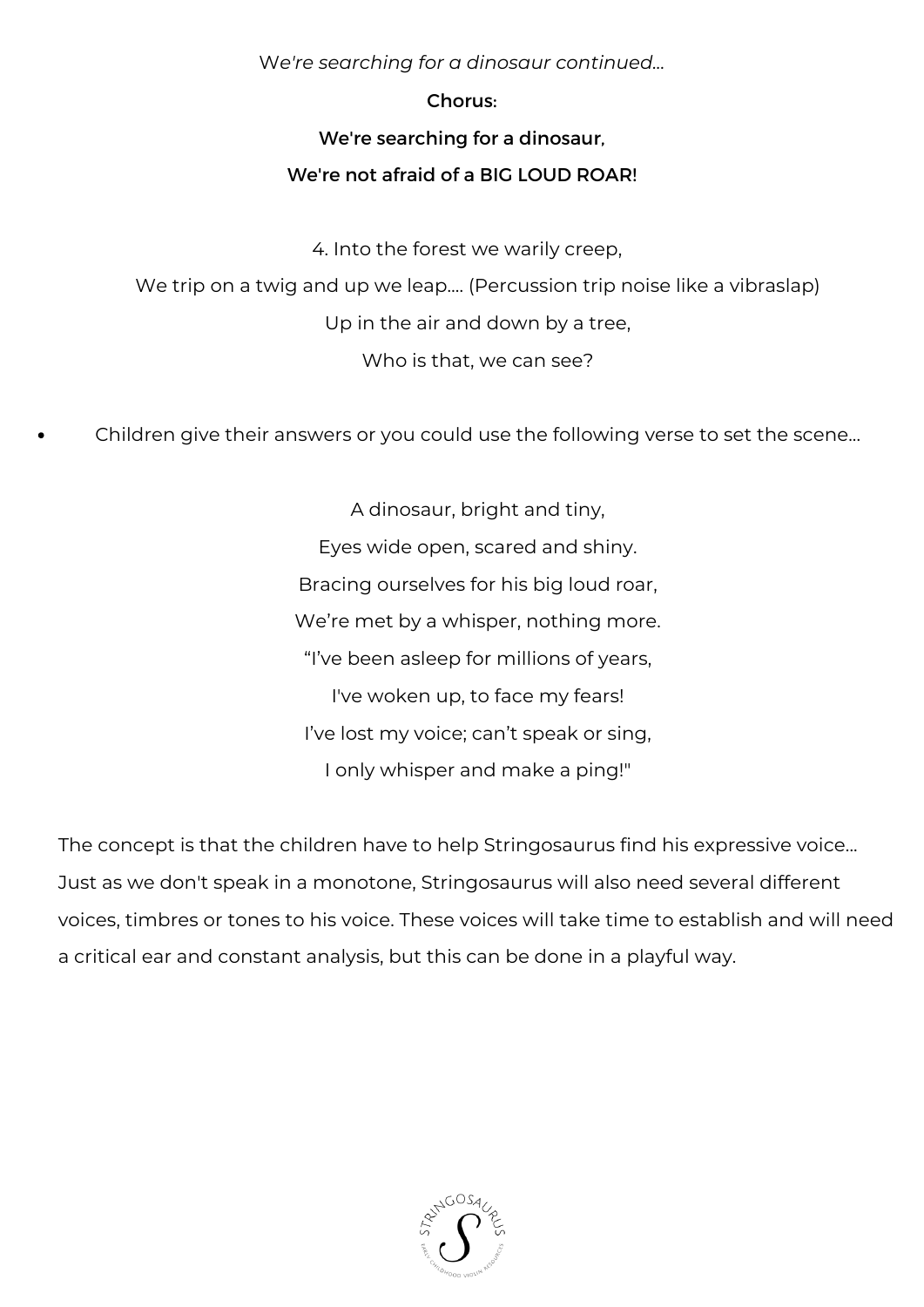*We're searching for a dinosaur continued...*

**Chorus:**

**We're searching for a dinosaur,**

**We're not afraid of a BIG LOUD ROAR!**

4. Into the forest we warily creep,

We trip on a twig and up we leap.... (Percussion trip noise like a vibraslap)

Up in the air and down by a tree,

Who is that, we can see?

- Children give their answers or you could use the following verse to set the scene...

A dinosaur, bright and tiny,

Eyes wide open, scared and shiny.

Bracing ourselves for his big loud roar,

We're met by a whisper, nothing more.

"I've been asleep for millions of years,

I've woken up, to face my fears!

I've lost my voice; can't speak or sing,

I only whisper and make a ping!"

The concept is that the children have to help Stringosaurus find his expressive voice... Just as we don't speak in a monotone, Stringosaurus will also need several different voices, timbres or tones to his voice. These voices will take time to establish and will need a critical ear and constant analysis, but this can be done in a playful way.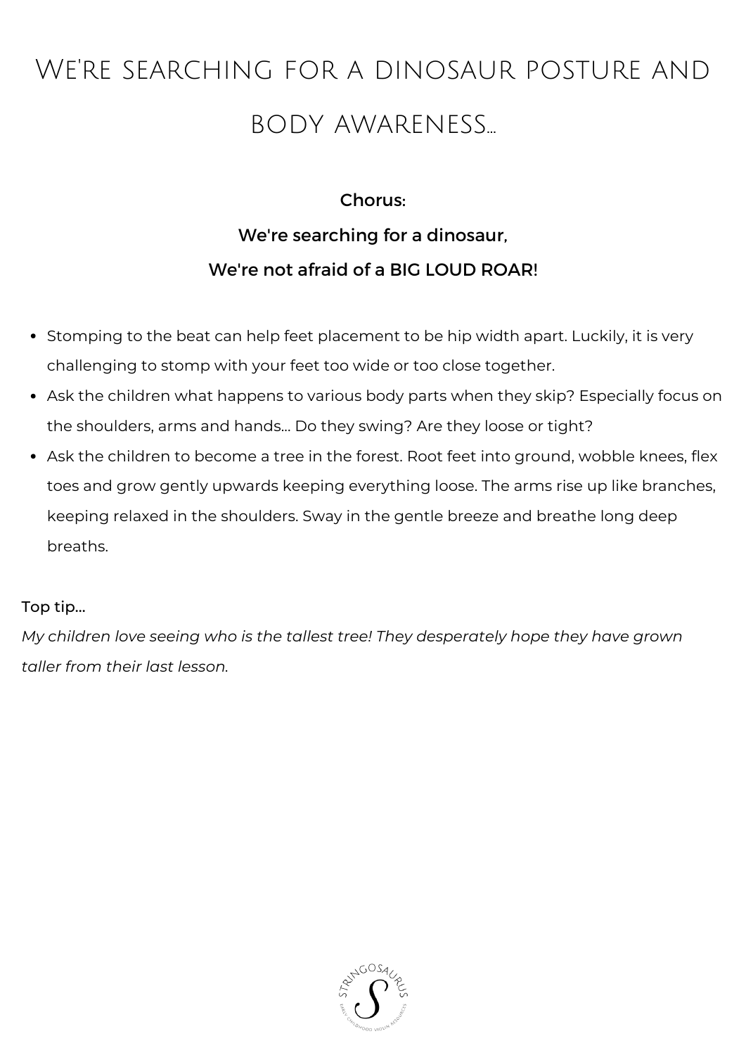# We're searching for a dinosaur posture and body awareness...

**Chorus:**

**We're searching for a dinosaur,**

**We're not afraid of a BIG LOUD ROAR!**

- Stomping to the beat can help feet placement to be hip width apart. Luckily, it is very challenging to stomp with your feet too wide or too close together.
- Ask the children what happens to various body parts when they skip? Especially focus on the shoulders, arms and hands... Do they swing? Are they loose or tight?
- Ask the children to become a tree in the forest. Root feet into ground, wobble knees, flex toes and grow gently upwards keeping everything loose. The arms rise up like branches, keeping relaxed in the shoulders. Sway in the gentle breeze and breathe long deep breaths.

Top tip...

*My children love seeing who is the tallest tree! They desperately hope they have grown taller from their last lesson.*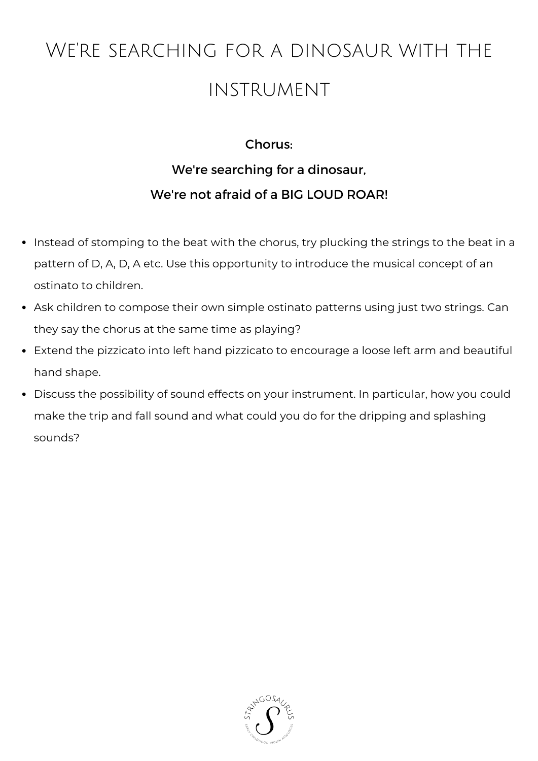# We're searching for a dinosaur with the instrument

**Chorus:**

**We're searching for a dinosaur,**

**We're not afraid of a BIG LOUD ROAR!**

- Instead of stomping to the beat with the chorus, try plucking the strings to the beat in a pattern of D, A, D, A etc. Use this opportunity to introduce the musical concept of an ostinato to children.
- Ask children to compose their own simple ostinato patterns using just two strings. Can they say the chorus at the same time as playing?
- Extend the pizzicato into left hand pizzicato to encourage a loose left arm and beautiful hand shape.
- Discuss the possibility of sound effects on your instrument. In particular, how you could make the trip and fall sound and what could you do for the dripping and splashing sounds?